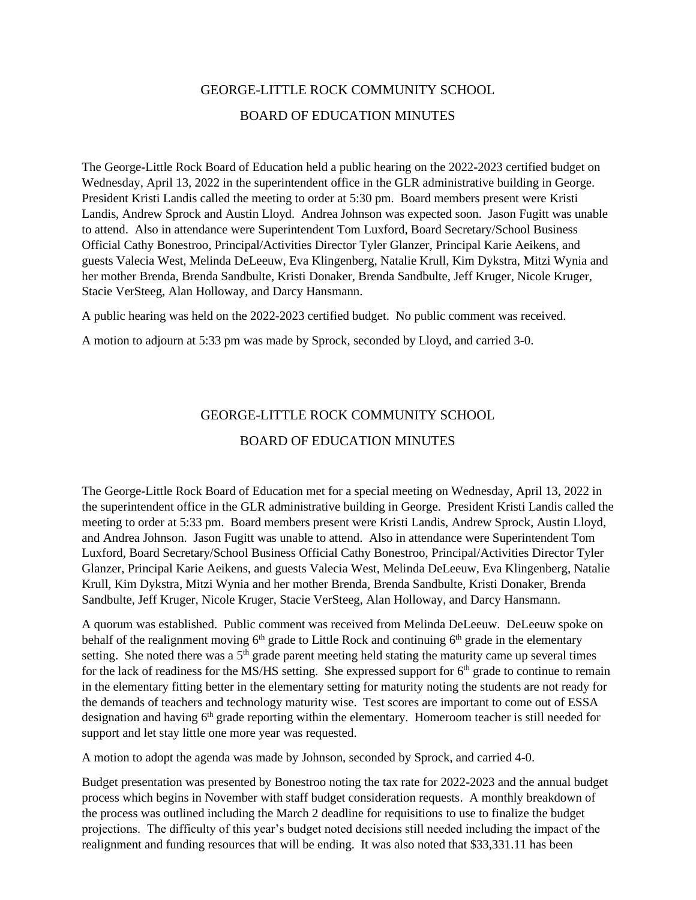# GEORGE-LITTLE ROCK COMMUNITY SCHOOL

## BOARD OF EDUCATION MINUTES

The George-Little Rock Board of Education held a public hearing on the 2022-2023 certified budget on Wednesday, April 13, 2022 in the superintendent office in the GLR administrative building in George. President Kristi Landis called the meeting to order at 5:30 pm. Board members present were Kristi Landis, Andrew Sprock and Austin Lloyd. Andrea Johnson was expected soon. Jason Fugitt was unable to attend. Also in attendance were Superintendent Tom Luxford, Board Secretary/School Business Official Cathy Bonestroo, Principal/Activities Director Tyler Glanzer, Principal Karie Aeikens, and guests Valecia West, Melinda DeLeeuw, Eva Klingenberg, Natalie Krull, Kim Dykstra, Mitzi Wynia and her mother Brenda, Brenda Sandbulte, Kristi Donaker, Brenda Sandbulte, Jeff Kruger, Nicole Kruger, Stacie VerSteeg, Alan Holloway, and Darcy Hansmann.

A public hearing was held on the 2022-2023 certified budget. No public comment was received.

A motion to adjourn at 5:33 pm was made by Sprock, seconded by Lloyd, and carried 3-0.

# GEORGE-LITTLE ROCK COMMUNITY SCHOOL

## BOARD OF EDUCATION MINUTES

The George-Little Rock Board of Education met for a special meeting on Wednesday, April 13, 2022 in the superintendent office in the GLR administrative building in George. President Kristi Landis called the meeting to order at 5:33 pm. Board members present were Kristi Landis, Andrew Sprock, Austin Lloyd, and Andrea Johnson. Jason Fugitt was unable to attend. Also in attendance were Superintendent Tom Luxford, Board Secretary/School Business Official Cathy Bonestroo, Principal/Activities Director Tyler Glanzer, Principal Karie Aeikens, and guests Valecia West, Melinda DeLeeuw, Eva Klingenberg, Natalie Krull, Kim Dykstra, Mitzi Wynia and her mother Brenda, Brenda Sandbulte, Kristi Donaker, Brenda Sandbulte, Jeff Kruger, Nicole Kruger, Stacie VerSteeg, Alan Holloway, and Darcy Hansmann.

A quorum was established. Public comment was received from Melinda DeLeeuw. DeLeeuw spoke on behalf of the realignment moving 6th grade to Little Rock and continuing 6th grade in the elementary setting. She noted there was a 5th grade parent meeting held stating the maturity came up several times for the lack of readiness for the MS/HS setting. She expressed support for 6th grade to continue to remain in the elementary fitting better in the elementary setting for maturity noting the students are not ready for the demands of teachers and technology maturity wise. Test scores are important to come out of ESSA designation and having 6th grade reporting within the elementary. Homeroom teacher is still needed for support and let stay little one more year was requested.

A motion to adopt the agenda was made by Johnson, seconded by Sprock, and carried 4-0.

Budget presentation was presented by Bonestroo noting the tax rate for 2022-2023 and the annual budget process which begins in November with staff budget consideration requests. A monthly breakdown of the process was outlined including the March 2 deadline for requisitions to use to finalize the budget projections. The difficulty of this year's budget noted decisions still needed including the impact of the realignment and funding resources that will be ending. It was also noted that $33,331.11 has been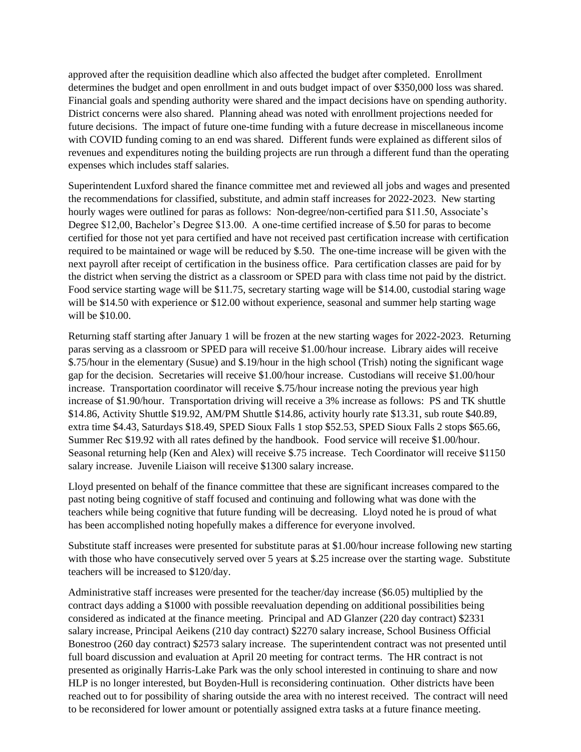approved after the requisition deadline which also affected the budget after completed. Enrollment determines the budget and open enrollment in and outs budget impact of over $350,000 loss was shared. Financial goals and spending authority were shared and the impact decisions have on spending authority. District concerns were also shared. Planning ahead was noted with enrollment projections needed for future decisions. The impact of future one-time funding with a future decrease in miscellaneous income with COVID funding coming to an end was shared. Different funds were explained as different silos of revenues and expenditures noting the building projects are run through a different fund than the operating expenses which includes staff salaries.

Superintendent Luxford shared the finance committee met and reviewed all jobs and wages and presented the recommendations for classified, substitute, and admin staff increases for 2022-2023. New starting hourly wages were outlined for paras as follows: Non-degree/non-certified para $11.50, Associate's Degree $12,00, Bachelor's Degree $13.00. A one-time certified increase of $.50 for paras to become certified for those not yet para certified and have not received past certification increase with certification required to be maintained or wage will be reduced by $.50. The one-time increase will be given with the next payroll after receipt of certification in the business office. Para certification classes are paid for by the district when serving the district as a classroom or SPED para with class time not paid by the district. Food service starting wage will be $11.75, secretary starting wage will be $14.00, custodial staring wage will be $14.50 with experience or $12.00 without experience, seasonal and summer help starting wage will be $10.00.

Returning staff starting after January 1 will be frozen at the new starting wages for 2022-2023. Returning paras serving as a classroom or SPED para will receive $1.00/hour increase. Library aides will receive $.75/hour in the elementary (Susue) and $.19/hour in the high school (Trish) noting the significant wage gap for the decision. Secretaries will receive $1.00/hour increase. Custodians will receive $1.00/hour increase. Transportation coordinator will receive $.75/hour increase noting the previous year high increase of $1.90/hour. Transportation driving will receive a 3% increase as follows: PS and TK shuttle $14.86, Activity Shuttle $19.92, AM/PM Shuttle $14.86, activity hourly rate $13.31, sub route $40.89, extra time $4.43, Saturdays $18.49, SPED Sioux Falls 1 stop $52.53, SPED Sioux Falls 2 stops $65.66, Summer Rec $19.92 with all rates defined by the handbook. Food service will receive $1.00/hour. Seasonal returning help (Ken and Alex) will receive $.75 increase. Tech Coordinator will receive $1150 salary increase. Juvenile Liaison will receive $1300 salary increase.

Lloyd presented on behalf of the finance committee that these are significant increases compared to the past noting being cognitive of staff focused and continuing and following what was done with the teachers while being cognitive that future funding will be decreasing. Lloyd noted he is proud of what has been accomplished noting hopefully makes a difference for everyone involved.

Substitute staff increases were presented for substitute paras at $1.00/hour increase following new starting with those who have consecutively served over 5 years at $.25 increase over the starting wage. Substitute teachers will be increased to $120/day.

Administrative staff increases were presented for the teacher/day increase ($6.05) multiplied by the contract days adding a $1000 with possible reevaluation depending on additional possibilities being considered as indicated at the finance meeting. Principal and AD Glanzer (220 day contract) $2331 salary increase, Principal Aeikens (210 day contract) $2270 salary increase, School Business Official Bonestroo (260 day contract) $2573 salary increase. The superintendent contract was not presented until full board discussion and evaluation at April 20 meeting for contract terms. The HR contract is not presented as originally Harris-Lake Park was the only school interested in continuing to share and now HLP is no longer interested, but Boyden-Hull is reconsidering continuation. Other districts have been reached out to for possibility of sharing outside the area with no interest received. The contract will need to be reconsidered for lower amount or potentially assigned extra tasks at a future finance meeting.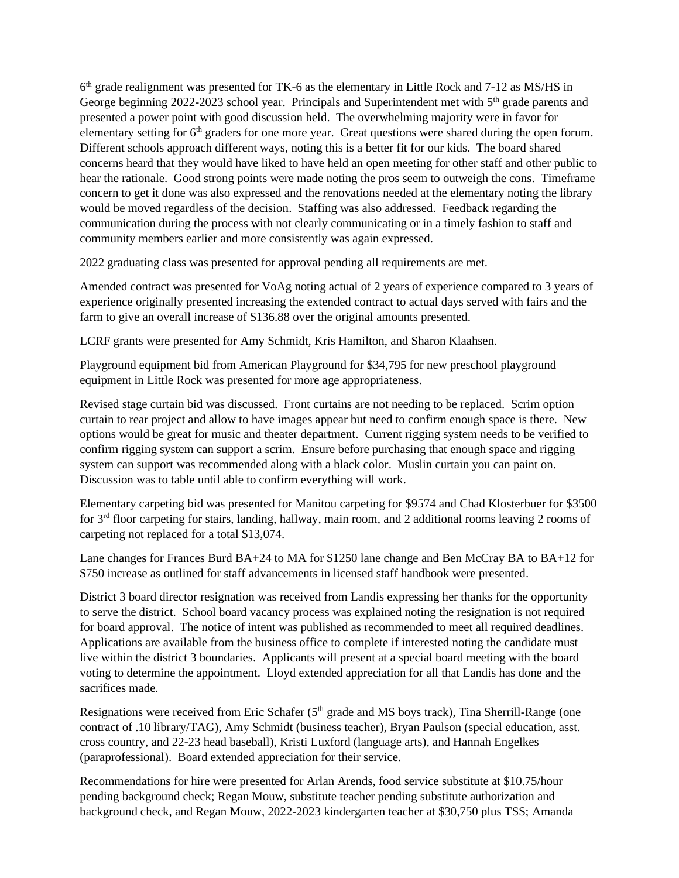6th grade realignment was presented for TK-6 as the elementary in Little Rock and 7-12 as MS/HS in George beginning 2022-2023 school year. Principals and Superintendent met with 5th grade parents and presented a power point with good discussion held. The overwhelming majority were in favor for elementary setting for 6th graders for one more year. Great questions were shared during the open forum. Different schools approach different ways, noting this is a better fit for our kids. The board shared concerns heard that they would have liked to have held an open meeting for other staff and other public to hear the rationale. Good strong points were made noting the pros seem to outweigh the cons. Timeframe concern to get it done was also expressed and the renovations needed at the elementary noting the library would be moved regardless of the decision. Staffing was also addressed. Feedback regarding the communication during the process with not clearly communicating or in a timely fashion to staff and community members earlier and more consistently was again expressed.

2022 graduating class was presented for approval pending all requirements are met.

Amended contract was presented for VoAg noting actual of 2 years of experience compared to 3 years of experience originally presented increasing the extended contract to actual days served with fairs and the farm to give an overall increase of $136.88 over the original amounts presented.

LCRF grants were presented for Amy Schmidt, Kris Hamilton, and Sharon Klaahsen.

Playground equipment bid from American Playground for $34,795 for new preschool playground equipment in Little Rock was presented for more age appropriateness.

Revised stage curtain bid was discussed. Front curtains are not needing to be replaced. Scrim option curtain to rear project and allow to have images appear but need to confirm enough space is there. New options would be great for music and theater department. Current rigging system needs to be verified to confirm rigging system can support a scrim. Ensure before purchasing that enough space and rigging system can support was recommended along with a black color. Muslin curtain you can paint on. Discussion was to table until able to confirm everything will work.

Elementary carpeting bid was presented for Manitou carpeting for $9574 and Chad Klosterbuer for $3500 for 3rd floor carpeting for stairs, landing, hallway, main room, and 2 additional rooms leaving 2 rooms of carpeting not replaced for a total $13,074.

Lane changes for Frances Burd BA+24 to MA for $1250 lane change and Ben McCray BA to BA+12 for $750 increase as outlined for staff advancements in licensed staff handbook were presented.

District 3 board director resignation was received from Landis expressing her thanks for the opportunity to serve the district. School board vacancy process was explained noting the resignation is not required for board approval. The notice of intent was published as recommended to meet all required deadlines. Applications are available from the business office to complete if interested noting the candidate must live within the district 3 boundaries. Applicants will present at a special board meeting with the board voting to determine the appointment. Lloyd extended appreciation for all that Landis has done and the sacrifices made.

Resignations were received from Eric Schafer (5th grade and MS boys track), Tina Sherrill-Range (one contract of .10 library/TAG), Amy Schmidt (business teacher), Bryan Paulson (special education, asst. cross country, and 22-23 head baseball), Kristi Luxford (language arts), and Hannah Engelkes (paraprofessional). Board extended appreciation for their service.

Recommendations for hire were presented for Arlan Arends, food service substitute at $10.75/hour pending background check; Regan Mouw, substitute teacher pending substitute authorization and background check, and Regan Mouw, 2022-2023 kindergarten teacher at $30,750 plus TSS; Amanda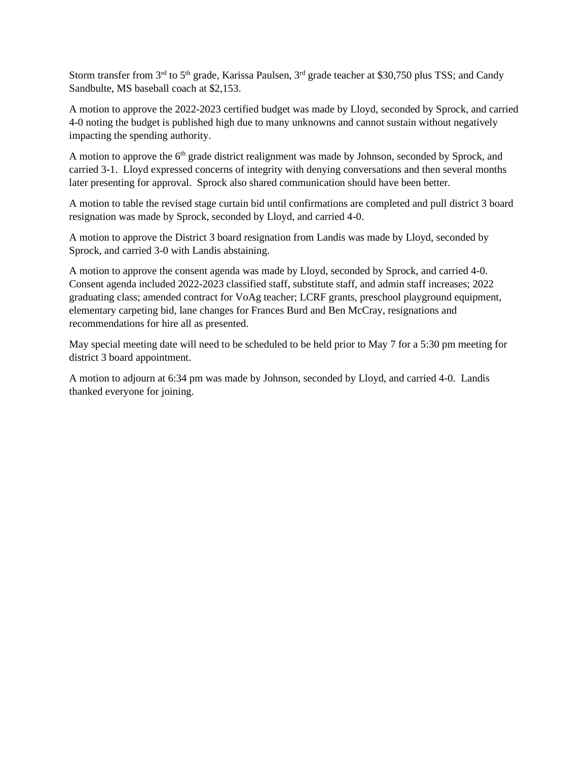Storm transfer from 3rd to 5th grade, Karissa Paulsen, 3rd grade teacher at $30,750 plus TSS; and Candy Sandbulte, MS baseball coach at $2,153.

A motion to approve the 2022-2023 certified budget was made by Lloyd, seconded by Sprock, and carried 4-0 noting the budget is published high due to many unknowns and cannot sustain without negatively impacting the spending authority.

A motion to approve the 6th grade district realignment was made by Johnson, seconded by Sprock, and carried 3-1. Lloyd expressed concerns of integrity with denying conversations and then several months later presenting for approval. Sprock also shared communication should have been better.

A motion to table the revised stage curtain bid until confirmations are completed and pull district 3 board resignation was made by Sprock, seconded by Lloyd, and carried 4-0.

A motion to approve the District 3 board resignation from Landis was made by Lloyd, seconded by Sprock, and carried 3-0 with Landis abstaining.

A motion to approve the consent agenda was made by Lloyd, seconded by Sprock, and carried 4-0. Consent agenda included 2022-2023 classified staff, substitute staff, and admin staff increases; 2022 graduating class; amended contract for VoAg teacher; LCRF grants, preschool playground equipment, elementary carpeting bid, lane changes for Frances Burd and Ben McCray, resignations and recommendations for hire all as presented.

May special meeting date will need to be scheduled to be held prior to May 7 for a 5:30 pm meeting for district 3 board appointment.

A motion to adjourn at 6:34 pm was made by Johnson, seconded by Lloyd, and carried 4-0. Landis thanked everyone for joining.